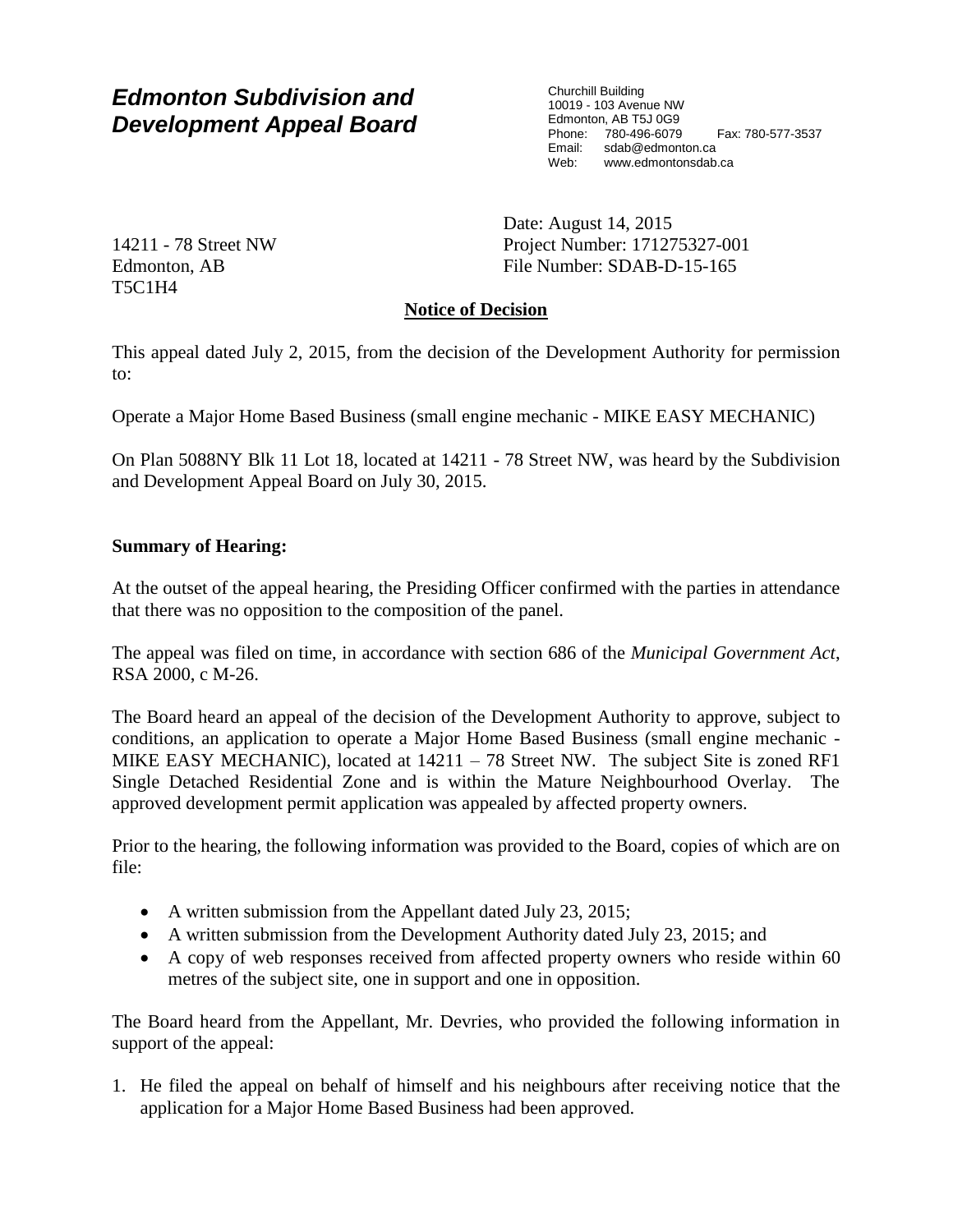# *Edmonton Subdivision and Development Appeal Board*

Churchill Building
10019 - 103 Avenue NW
Edmonton, AB T5J 0G9
Phone: 780-496-6079 Fax: 780-577-3537
Email: sdab@edmonton.ca
Web: www.edmontonsdab.ca

14211 - 78 Street NW
Edmonton, AB
T5C1H4

Date: August 14, 2015
Project Number: 171275327-001
File Number: SDAB-D-15-165

## **Notice of Decision**

This appeal dated July 2, 2015, from the decision of the Development Authority for permission to:

Operate a Major Home Based Business (small engine mechanic - MIKE EASY MECHANIC)

On Plan 5088NY Blk 11 Lot 18, located at 14211 - 78 Street NW, was heard by the Subdivision and Development Appeal Board on July 30, 2015.

### **Summary of Hearing:**

At the outset of the appeal hearing, the Presiding Officer confirmed with the parties in attendance that there was no opposition to the composition of the panel.

The appeal was filed on time, in accordance with section 686 of the *Municipal Government Act*, RSA 2000, c M-26.

The Board heard an appeal of the decision of the Development Authority to approve, subject to conditions, an application to operate a Major Home Based Business (small engine mechanic - MIKE EASY MECHANIC), located at 14211 – 78 Street NW. The subject Site is zoned RF1 Single Detached Residential Zone and is within the Mature Neighbourhood Overlay. The approved development permit application was appealed by affected property owners.

Prior to the hearing, the following information was provided to the Board, copies of which are on file:

- A written submission from the Appellant dated July 23, 2015;
- A written submission from the Development Authority dated July 23, 2015; and
- A copy of web responses received from affected property owners who reside within 60 metres of the subject site, one in support and one in opposition.

The Board heard from the Appellant, Mr. Devries, who provided the following information in support of the appeal:

1. He filed the appeal on behalf of himself and his neighbours after receiving notice that the application for a Major Home Based Business had been approved.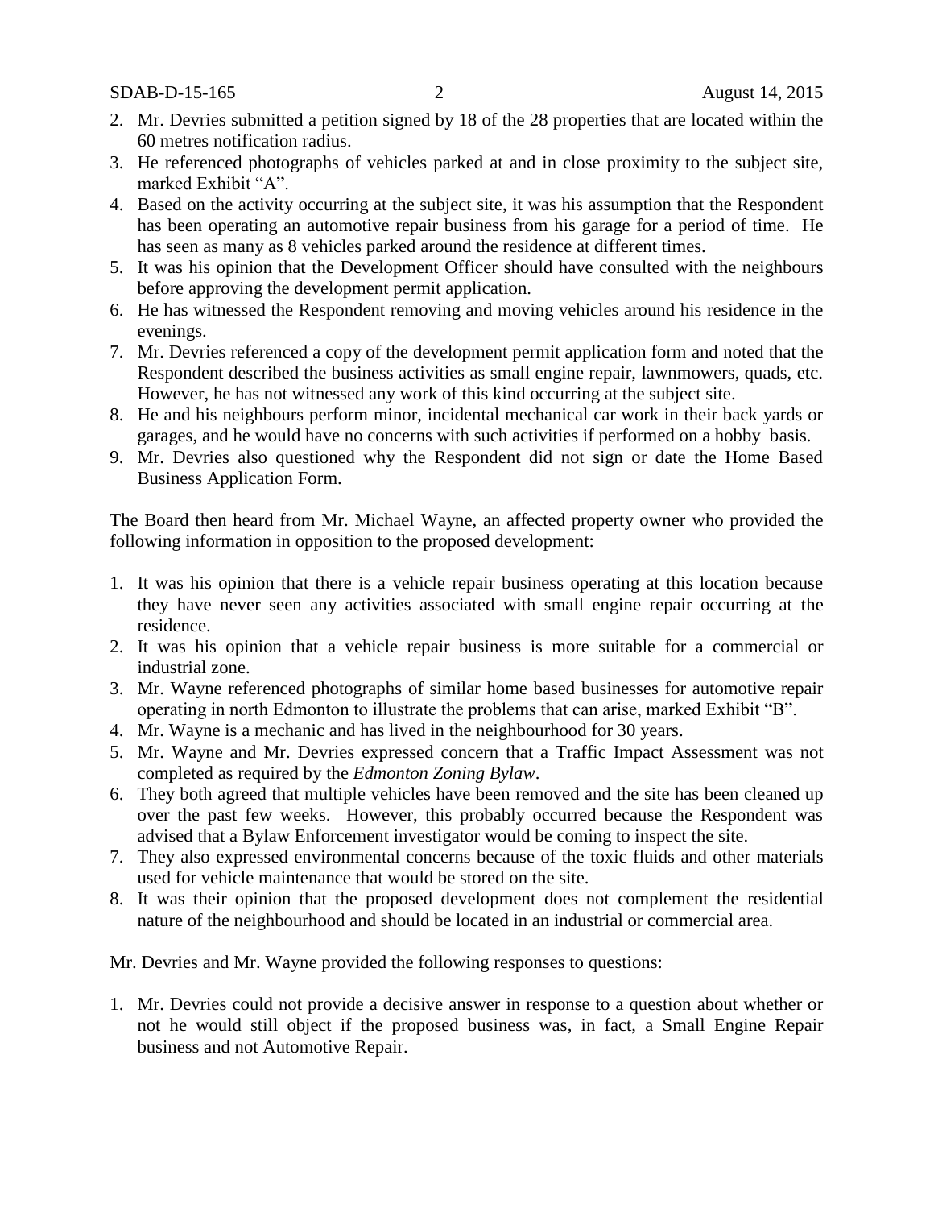2. Mr. Devries submitted a petition signed by 18 of the 28 properties that are located within the 60 metres notification radius.
3. He referenced photographs of vehicles parked at and in close proximity to the subject site, marked Exhibit "A".
4. Based on the activity occurring at the subject site, it was his assumption that the Respondent has been operating an automotive repair business from his garage for a period of time. He has seen as many as 8 vehicles parked around the residence at different times.
5. It was his opinion that the Development Officer should have consulted with the neighbours before approving the development permit application.
6. He has witnessed the Respondent removing and moving vehicles around his residence in the evenings.
7. Mr. Devries referenced a copy of the development permit application form and noted that the Respondent described the business activities as small engine repair, lawnmowers, quads, etc. However, he has not witnessed any work of this kind occurring at the subject site.
8. He and his neighbours perform minor, incidental mechanical car work in their back yards or garages, and he would have no concerns with such activities if performed on a hobby basis.
9. Mr. Devries also questioned why the Respondent did not sign or date the Home Based Business Application Form.

The Board then heard from Mr. Michael Wayne, an affected property owner who provided the following information in opposition to the proposed development:

1. It was his opinion that there is a vehicle repair business operating at this location because they have never seen any activities associated with small engine repair occurring at the residence.
2. It was his opinion that a vehicle repair business is more suitable for a commercial or industrial zone.
3. Mr. Wayne referenced photographs of similar home based businesses for automotive repair operating in north Edmonton to illustrate the problems that can arise, marked Exhibit "B".
4. Mr. Wayne is a mechanic and has lived in the neighbourhood for 30 years.
5. Mr. Wayne and Mr. Devries expressed concern that a Traffic Impact Assessment was not completed as required by the *Edmonton Zoning Bylaw*.
6. They both agreed that multiple vehicles have been removed and the site has been cleaned up over the past few weeks. However, this probably occurred because the Respondent was advised that a Bylaw Enforcement investigator would be coming to inspect the site.
7. They also expressed environmental concerns because of the toxic fluids and other materials used for vehicle maintenance that would be stored on the site.
8. It was their opinion that the proposed development does not complement the residential nature of the neighbourhood and should be located in an industrial or commercial area.

Mr. Devries and Mr. Wayne provided the following responses to questions:

1. Mr. Devries could not provide a decisive answer in response to a question about whether or not he would still object if the proposed business was, in fact, a Small Engine Repair business and not Automotive Repair.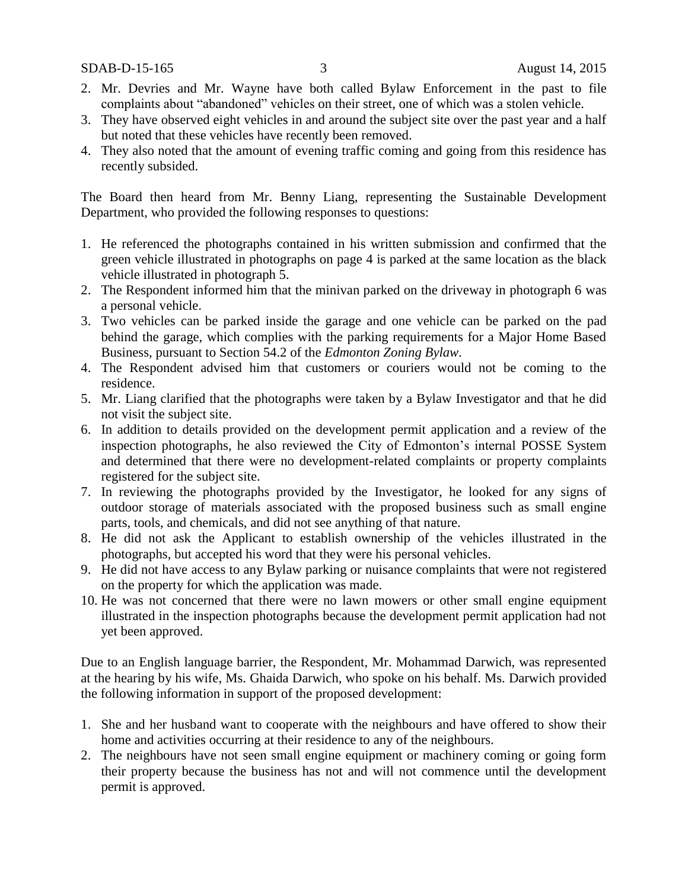2. Mr. Devries and Mr. Wayne have both called Bylaw Enforcement in the past to file complaints about "abandoned" vehicles on their street, one of which was a stolen vehicle.
3. They have observed eight vehicles in and around the subject site over the past year and a half but noted that these vehicles have recently been removed.
4. They also noted that the amount of evening traffic coming and going from this residence has recently subsided.

The Board then heard from Mr. Benny Liang, representing the Sustainable Development Department, who provided the following responses to questions:

1. He referenced the photographs contained in his written submission and confirmed that the green vehicle illustrated in photographs on page 4 is parked at the same location as the black vehicle illustrated in photograph 5.
2. The Respondent informed him that the minivan parked on the driveway in photograph 6 was a personal vehicle.
3. Two vehicles can be parked inside the garage and one vehicle can be parked on the pad behind the garage, which complies with the parking requirements for a Major Home Based Business, pursuant to Section 54.2 of the *Edmonton Zoning Bylaw.*
4. The Respondent advised him that customers or couriers would not be coming to the residence.
5. Mr. Liang clarified that the photographs were taken by a Bylaw Investigator and that he did not visit the subject site.
6. In addition to details provided on the development permit application and a review of the inspection photographs, he also reviewed the City of Edmonton's internal POSSE System and determined that there were no development-related complaints or property complaints registered for the subject site.
7. In reviewing the photographs provided by the Investigator, he looked for any signs of outdoor storage of materials associated with the proposed business such as small engine parts, tools, and chemicals, and did not see anything of that nature.
8. He did not ask the Applicant to establish ownership of the vehicles illustrated in the photographs, but accepted his word that they were his personal vehicles.
9. He did not have access to any Bylaw parking or nuisance complaints that were not registered on the property for which the application was made.
10. He was not concerned that there were no lawn mowers or other small engine equipment illustrated in the inspection photographs because the development permit application had not yet been approved.

Due to an English language barrier, the Respondent, Mr. Mohammad Darwich, was represented at the hearing by his wife, Ms. Ghaida Darwich, who spoke on his behalf. Ms. Darwich provided the following information in support of the proposed development:

1. She and her husband want to cooperate with the neighbours and have offered to show their home and activities occurring at their residence to any of the neighbours.
2. The neighbours have not seen small engine equipment or machinery coming or going form their property because the business has not and will not commence until the development permit is approved.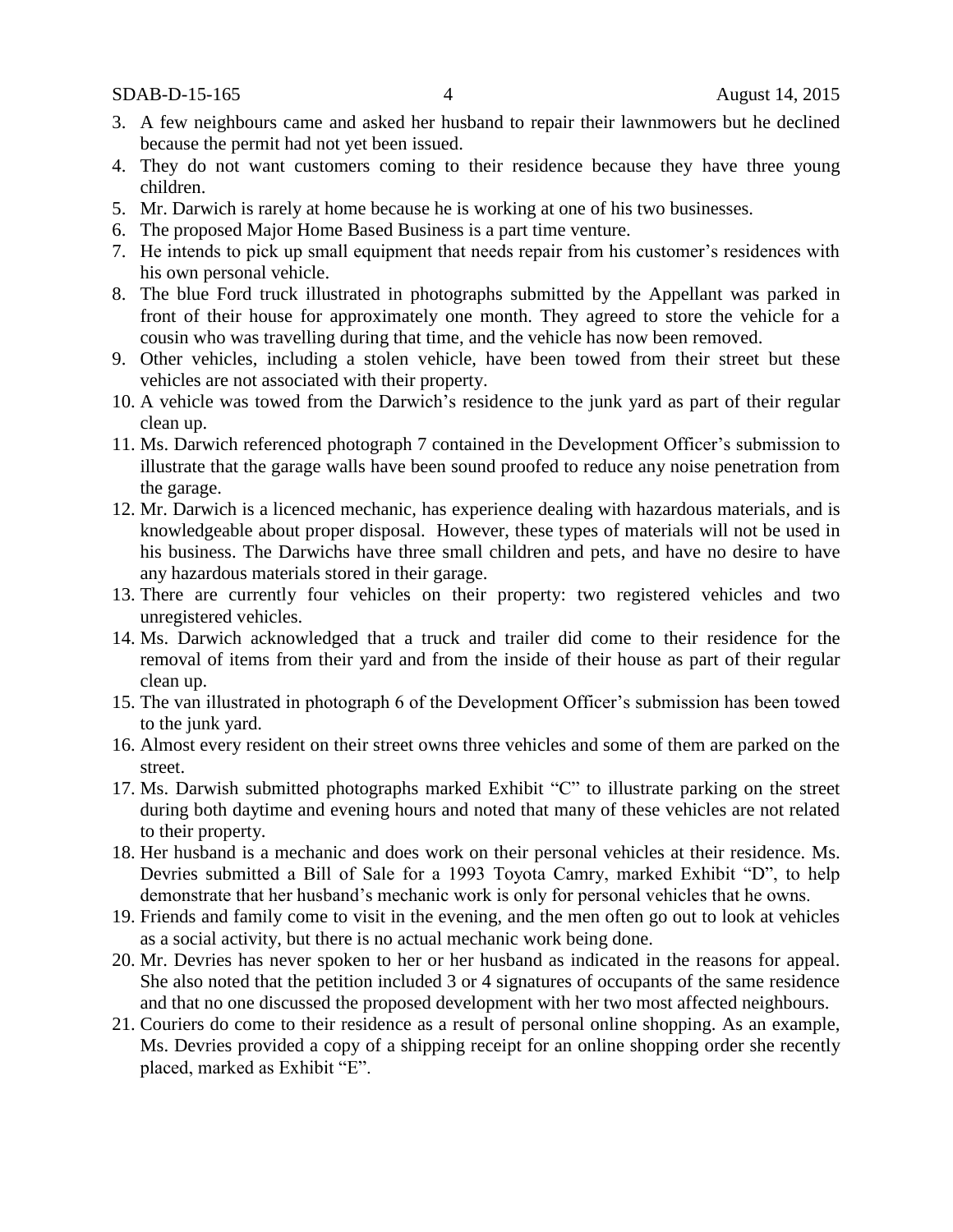3. A few neighbours came and asked her husband to repair their lawnmowers but he declined because the permit had not yet been issued.
4. They do not want customers coming to their residence because they have three young children.
5. Mr. Darwich is rarely at home because he is working at one of his two businesses.
6. The proposed Major Home Based Business is a part time venture.
7. He intends to pick up small equipment that needs repair from his customer's residences with his own personal vehicle.
8. The blue Ford truck illustrated in photographs submitted by the Appellant was parked in front of their house for approximately one month. They agreed to store the vehicle for a cousin who was travelling during that time, and the vehicle has now been removed.
9. Other vehicles, including a stolen vehicle, have been towed from their street but these vehicles are not associated with their property.
10. A vehicle was towed from the Darwich's residence to the junk yard as part of their regular clean up.
11. Ms. Darwich referenced photograph 7 contained in the Development Officer's submission to illustrate that the garage walls have been sound proofed to reduce any noise penetration from the garage.
12. Mr. Darwich is a licenced mechanic, has experience dealing with hazardous materials, and is knowledgeable about proper disposal. However, these types of materials will not be used in his business. The Darwichs have three small children and pets, and have no desire to have any hazardous materials stored in their garage.
13. There are currently four vehicles on their property: two registered vehicles and two unregistered vehicles.
14. Ms. Darwich acknowledged that a truck and trailer did come to their residence for the removal of items from their yard and from the inside of their house as part of their regular clean up.
15. The van illustrated in photograph 6 of the Development Officer's submission has been towed to the junk yard.
16. Almost every resident on their street owns three vehicles and some of them are parked on the street.
17. Ms. Darwish submitted photographs marked Exhibit "C" to illustrate parking on the street during both daytime and evening hours and noted that many of these vehicles are not related to their property.
18. Her husband is a mechanic and does work on their personal vehicles at their residence. Ms. Devries submitted a Bill of Sale for a 1993 Toyota Camry, marked Exhibit "D", to help demonstrate that her husband's mechanic work is only for personal vehicles that he owns.
19. Friends and family come to visit in the evening, and the men often go out to look at vehicles as a social activity, but there is no actual mechanic work being done.
20. Mr. Devries has never spoken to her or her husband as indicated in the reasons for appeal. She also noted that the petition included 3 or 4 signatures of occupants of the same residence and that no one discussed the proposed development with her two most affected neighbours.
21. Couriers do come to their residence as a result of personal online shopping. As an example, Ms. Devries provided a copy of a shipping receipt for an online shopping order she recently placed, marked as Exhibit "E".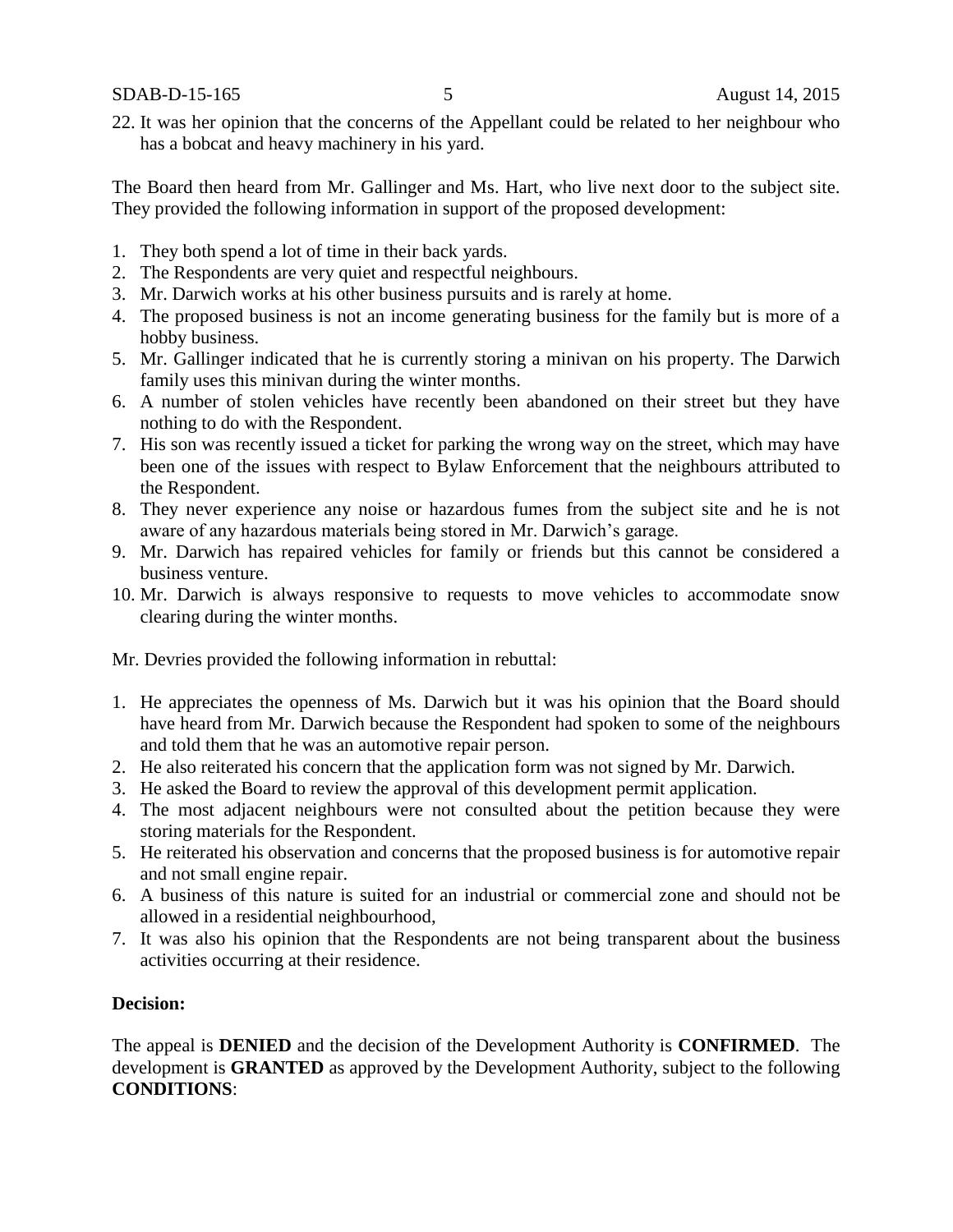22. It was her opinion that the concerns of the Appellant could be related to her neighbour who has a bobcat and heavy machinery in his yard.

The Board then heard from Mr. Gallinger and Ms. Hart, who live next door to the subject site. They provided the following information in support of the proposed development:

1. They both spend a lot of time in their back yards.
2. The Respondents are very quiet and respectful neighbours.
3. Mr. Darwich works at his other business pursuits and is rarely at home.
4. The proposed business is not an income generating business for the family but is more of a hobby business.
5. Mr. Gallinger indicated that he is currently storing a minivan on his property. The Darwich family uses this minivan during the winter months.
6. A number of stolen vehicles have recently been abandoned on their street but they have nothing to do with the Respondent.
7. His son was recently issued a ticket for parking the wrong way on the street, which may have been one of the issues with respect to Bylaw Enforcement that the neighbours attributed to the Respondent.
8. They never experience any noise or hazardous fumes from the subject site and he is not aware of any hazardous materials being stored in Mr. Darwich's garage.
9. Mr. Darwich has repaired vehicles for family or friends but this cannot be considered a business venture.
10. Mr. Darwich is always responsive to requests to move vehicles to accommodate snow clearing during the winter months.

Mr. Devries provided the following information in rebuttal:

1. He appreciates the openness of Ms. Darwich but it was his opinion that the Board should have heard from Mr. Darwich because the Respondent had spoken to some of the neighbours and told them that he was an automotive repair person.
2. He also reiterated his concern that the application form was not signed by Mr. Darwich.
3. He asked the Board to review the approval of this development permit application.
4. The most adjacent neighbours were not consulted about the petition because they were storing materials for the Respondent.
5. He reiterated his observation and concerns that the proposed business is for automotive repair and not small engine repair.
6. A business of this nature is suited for an industrial or commercial zone and should not be allowed in a residential neighbourhood,
7. It was also his opinion that the Respondents are not being transparent about the business activities occurring at their residence.

**Decision:**

The appeal is **DENIED** and the decision of the Development Authority is **CONFIRMED**. The development is **GRANTED** as approved by the Development Authority, subject to the following **CONDITIONS**: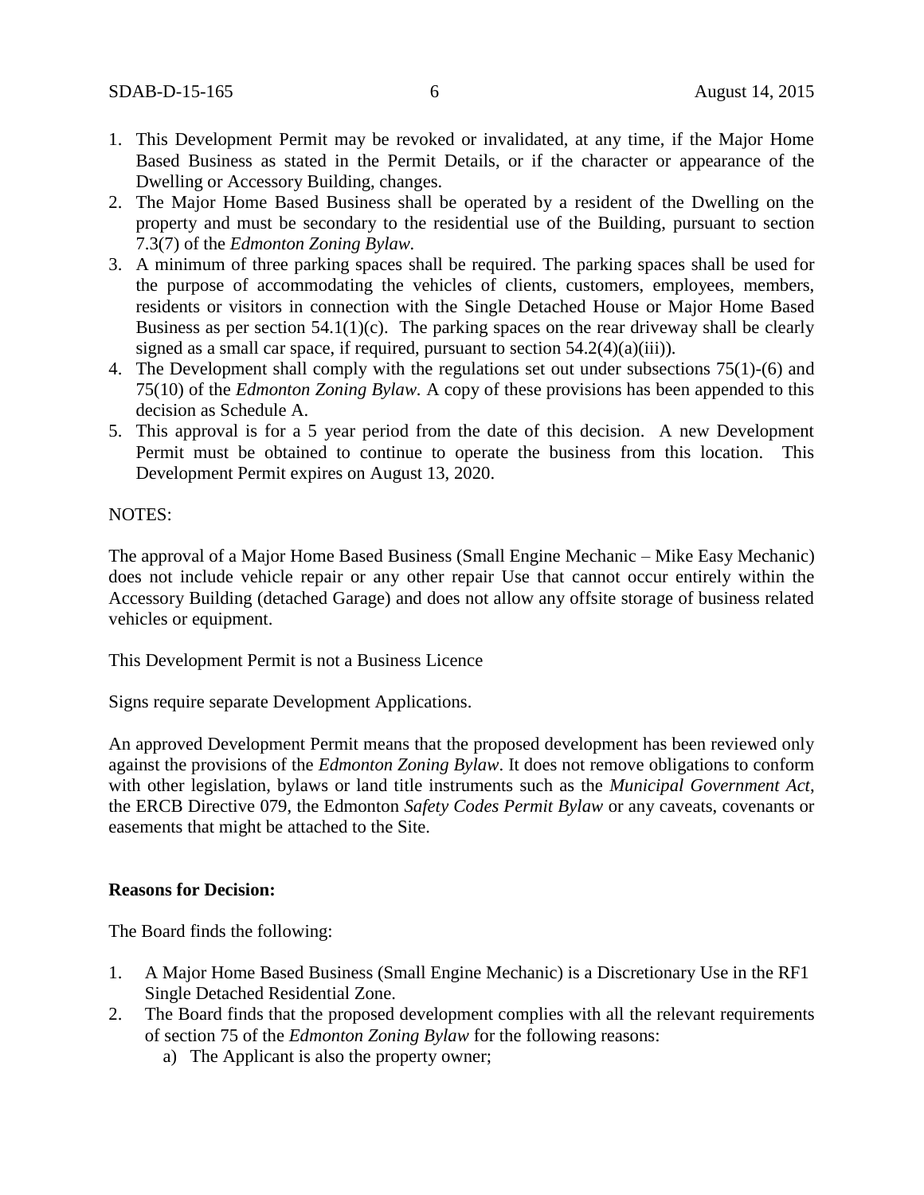1. This Development Permit may be revoked or invalidated, at any time, if the Major Home Based Business as stated in the Permit Details, or if the character or appearance of the Dwelling or Accessory Building, changes.
2. The Major Home Based Business shall be operated by a resident of the Dwelling on the property and must be secondary to the residential use of the Building, pursuant to section 7.3(7) of the *Edmonton Zoning Bylaw.*
3. A minimum of three parking spaces shall be required. The parking spaces shall be used for the purpose of accommodating the vehicles of clients, customers, employees, members, residents or visitors in connection with the Single Detached House or Major Home Based Business as per section 54.1(1)(c). The parking spaces on the rear driveway shall be clearly signed as a small car space, if required, pursuant to section 54.2(4)(a)(iii)).
4. The Development shall comply with the regulations set out under subsections 75(1)-(6) and 75(10) of the *Edmonton Zoning Bylaw*. A copy of these provisions has been appended to this decision as Schedule A.
5. This approval is for a 5 year period from the date of this decision. A new Development Permit must be obtained to continue to operate the business from this location. This Development Permit expires on August 13, 2020.

NOTES:

The approval of a Major Home Based Business (Small Engine Mechanic – Mike Easy Mechanic) does not include vehicle repair or any other repair Use that cannot occur entirely within the Accessory Building (detached Garage) and does not allow any offsite storage of business related vehicles or equipment.

This Development Permit is not a Business Licence

Signs require separate Development Applications.

An approved Development Permit means that the proposed development has been reviewed only against the provisions of the *Edmonton Zoning Bylaw*. It does not remove obligations to conform with other legislation, bylaws or land title instruments such as the *Municipal Government Act*, the ERCB Directive 079, the Edmonton *Safety Codes Permit Bylaw* or any caveats, covenants or easements that might be attached to the Site.

**Reasons for Decision:**

The Board finds the following:

1. A Major Home Based Business (Small Engine Mechanic) is a Discretionary Use in the RF1 Single Detached Residential Zone.
2. The Board finds that the proposed development complies with all the relevant requirements of section 75 of the *Edmonton Zoning Bylaw* for the following reasons:
   a) The Applicant is also the property owner;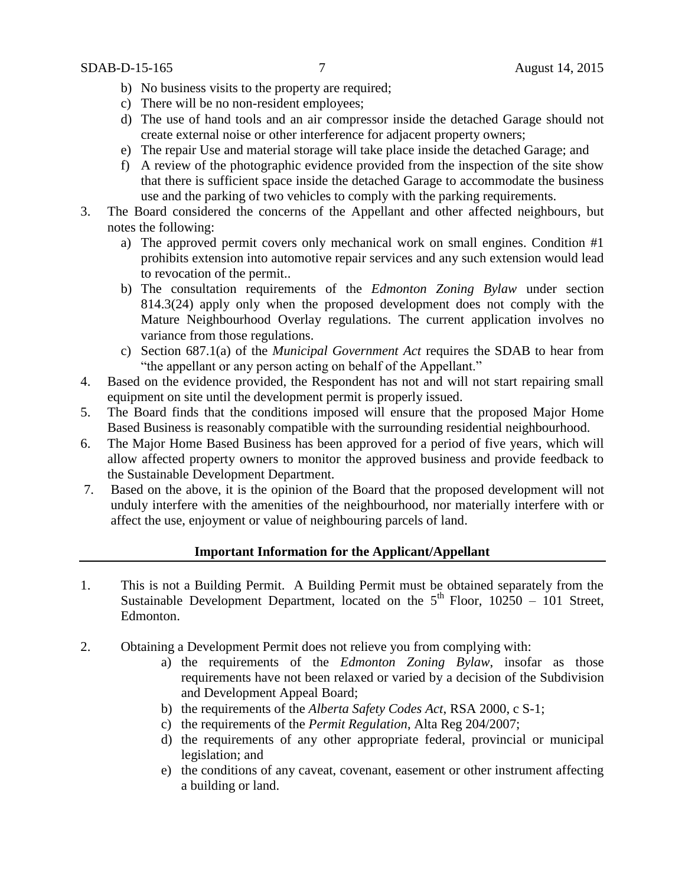b) No business visits to the property are required;
c) There will be no non-resident employees;
d) The use of hand tools and an air compressor inside the detached Garage should not create external noise or other interference for adjacent property owners;
e) The repair Use and material storage will take place inside the detached Garage; and
f) A review of the photographic evidence provided from the inspection of the site show that there is sufficient space inside the detached Garage to accommodate the business use and the parking of two vehicles to comply with the parking requirements.

3. The Board considered the concerns of the Appellant and other affected neighbours, but notes the following:
   a) The approved permit covers only mechanical work on small engines. Condition #1 prohibits extension into automotive repair services and any such extension would lead to revocation of the permit..
   b) The consultation requirements of the *Edmonton Zoning Bylaw* under section 814.3(24) apply only when the proposed development does not comply with the Mature Neighbourhood Overlay regulations. The current application involves no variance from those regulations.
   c) Section 687.1(a) of the *Municipal Government Act* requires the SDAB to hear from "the appellant or any person acting on behalf of the Appellant."
4. Based on the evidence provided, the Respondent has not and will not start repairing small equipment on site until the development permit is properly issued.
5. The Board finds that the conditions imposed will ensure that the proposed Major Home Based Business is reasonably compatible with the surrounding residential neighbourhood.
6. The Major Home Based Business has been approved for a period of five years, which will allow affected property owners to monitor the approved business and provide feedback to the Sustainable Development Department.
7. Based on the above, it is the opinion of the Board that the proposed development will not unduly interfere with the amenities of the neighbourhood, nor materially interfere with or affect the use, enjoyment or value of neighbouring parcels of land.

**Important Information for the Applicant/Appellant**

1. This is not a Building Permit. A Building Permit must be obtained separately from the Sustainable Development Department, located on the 5th Floor, 10250 – 101 Street, Edmonton.

2. Obtaining a Development Permit does not relieve you from complying with:
   a) the requirements of the *Edmonton Zoning Bylaw*, insofar as those requirements have not been relaxed or varied by a decision of the Subdivision and Development Appeal Board;
   b) the requirements of the *Alberta Safety Codes Act*, RSA 2000, c S-1;
   c) the requirements of the *Permit Regulation*, Alta Reg 204/2007;
   d) the requirements of any other appropriate federal, provincial or municipal legislation; and
   e) the conditions of any caveat, covenant, easement or other instrument affecting a building or land.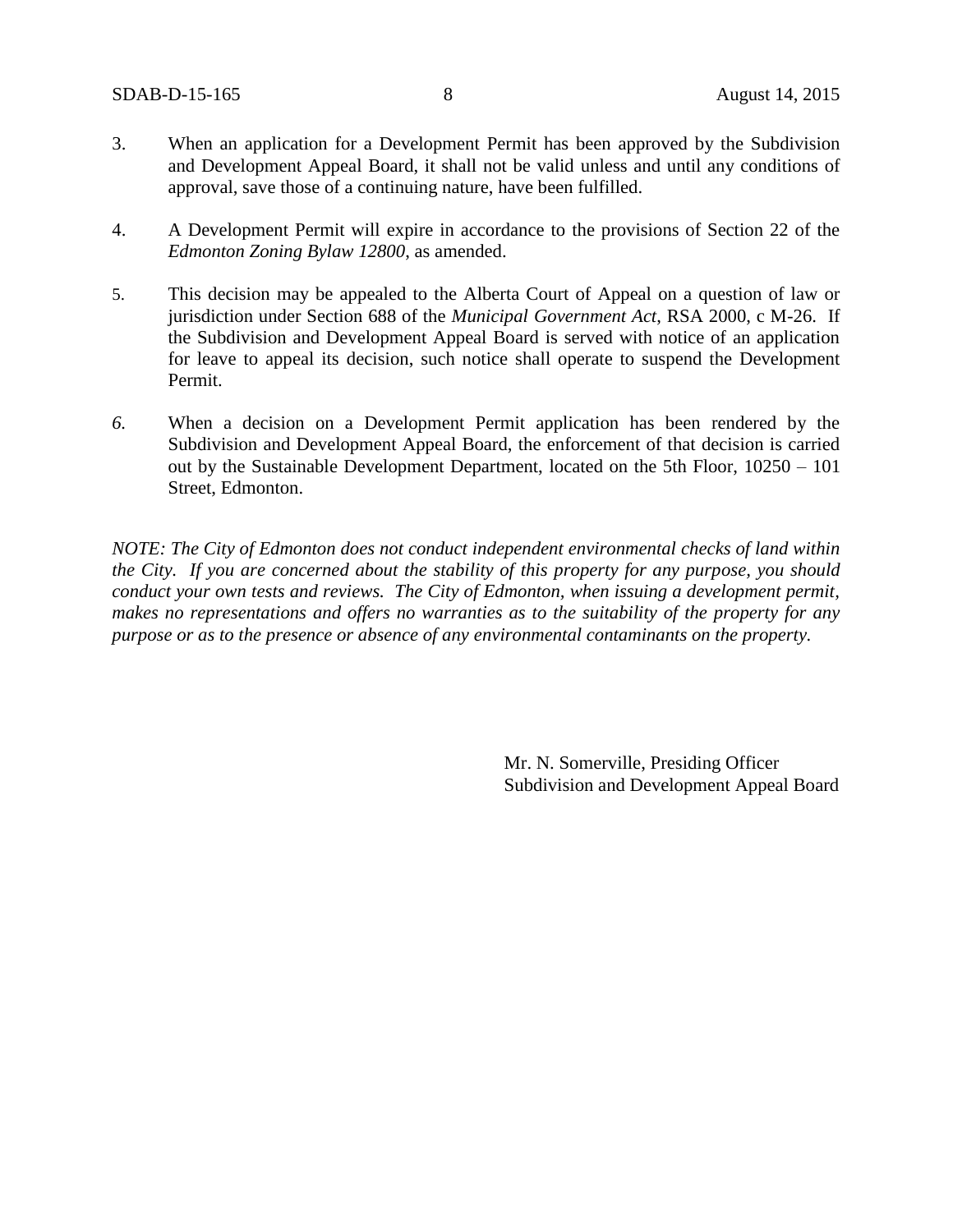3. When an application for a Development Permit has been approved by the Subdivision and Development Appeal Board, it shall not be valid unless and until any conditions of approval, save those of a continuing nature, have been fulfilled.

4. A Development Permit will expire in accordance to the provisions of Section 22 of the *Edmonton Zoning Bylaw 12800*, as amended.

5. This decision may be appealed to the Alberta Court of Appeal on a question of law or jurisdiction under Section 688 of the *Municipal Government Act*, RSA 2000, c M-26. If the Subdivision and Development Appeal Board is served with notice of an application for leave to appeal its decision, such notice shall operate to suspend the Development Permit.

6. When a decision on a Development Permit application has been rendered by the Subdivision and Development Appeal Board, the enforcement of that decision is carried out by the Sustainable Development Department, located on the 5th Floor, 10250 – 101 Street, Edmonton.

*NOTE: The City of Edmonton does not conduct independent environmental checks of land within the City. If you are concerned about the stability of this property for any purpose, you should conduct your own tests and reviews. The City of Edmonton, when issuing a development permit, makes no representations and offers no warranties as to the suitability of the property for any purpose or as to the presence or absence of any environmental contaminants on the property.*

Mr. N. Somerville, Presiding Officer
Subdivision and Development Appeal Board